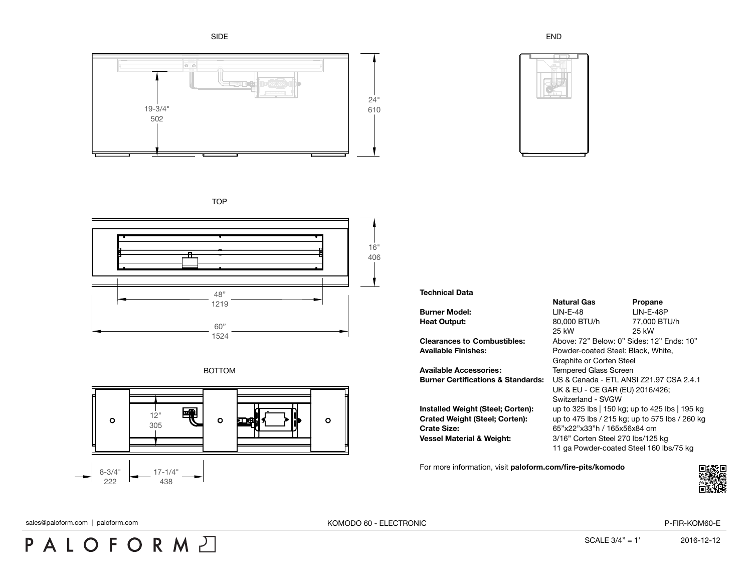SIDE

19-3/4"
502

24"
610

END

TOP

16"
406

48"
1219

60"
1524

BOTTOM

12"
305

8-3/4"
222

17-1/4"
438

**Technical Data**

| | **Natural Gas** | **Propane** |
|---|---|---|
| **Burner Model:** | LIN-E-48 | LIN-E-48P |
| **Heat Output:** | 80,000 BTU/h | 77,000 BTU/h |
| | 25 kW | 25 kW |
| **Clearances to Combustibles:** | Above: 72" Below: 0" Sides: 12" Ends: 10" | |
| **Available Finishes:** | Powder-coated Steel: Black, White, Graphite or Corten Steel | |
| **Available Accessories:** | Tempered Glass Screen | |
| **Burner Certifications & Standards:** | US & Canada - ETL ANSI Z21.97 CSA 2.4.1 UK & EU - CE GAR (EU) 2016/426; Switzerland - SVGW | |
| **Installed Weight (Steel; Corten):** | up to 325 lbs \| 150 kg; up to 425 lbs \| 195 kg | |
| **Crated Weight (Steel; Corten):** | up to 475 lbs / 215 kg; up to 575 lbs / 260 kg | |
| **Crate Size:** | 65"x22"x33"h / 165x56x84 cm | |
| **Vessel Material & Weight:** | 3/16" Corten Steel 270 lbs/125 kg 11 ga Powder-coated Steel 160 lbs/75 kg | |

For more information, visit **paloform.com/fire-pits/komodo**

sales@paloform.com | paloform.com

KOMODO 60 - ELECTRONIC

P-FIR-KOM60-E

PALOFORM

SCALE 3/4" = 1'

2016-12-12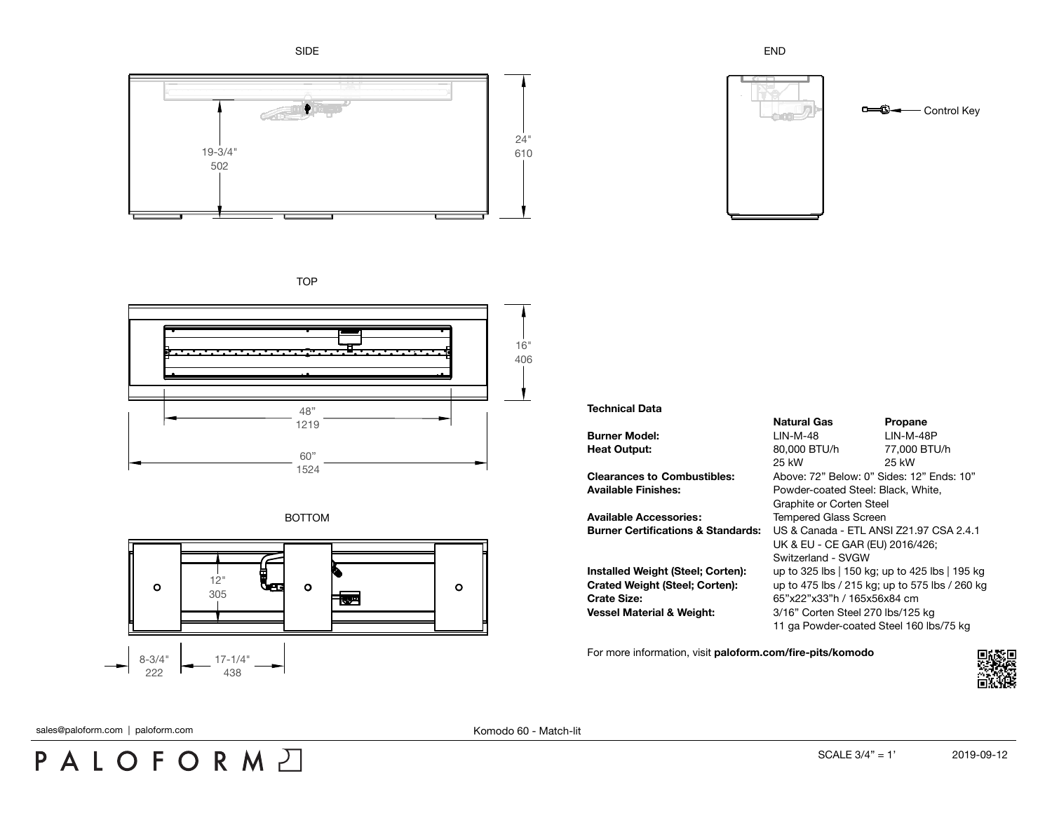SIDE

19-3/4"
502

24"
610

END

Control Key

TOP

16"
406

48"
1219

60"
1524

BOTTOM

12"
305

8-3/4"
222

17-1/4"
438

**Technical Data**

| | **Natural Gas** | **Propane** |
|---|---|---|
| **Burner Model:** | LIN-M-48 | LIN-M-48P |
| **Heat Output:** | 80,000 BTU/h<br>25 kW | 77,000 BTU/h<br>25 kW |
| **Clearances to Combustibles:** | Above: 72" Below: 0" Sides: 12" Ends: 10" | |
| **Available Finishes:** | Powder-coated Steel: Black, White, Graphite or Corten Steel | |
| **Available Accessories:** | Tempered Glass Screen | |
| **Burner Certifications & Standards:** | US & Canada - ETL ANSI Z21.97 CSA 2.4.1<br>UK & EU - CE GAR (EU) 2016/426;<br>Switzerland - SVGW | |
| **Installed Weight (Steel; Corten):** | up to 325 lbs \| 150 kg; up to 425 lbs \| 195 kg | |
| **Crated Weight (Steel; Corten):** | up to 475 lbs / 215 kg; up to 575 lbs / 260 kg | |
| **Crate Size:** | 65"x22"x33"h / 165x56x84 cm | |
| **Vessel Material & Weight:** | 3/16" Corten Steel 270 lbs/125 kg<br>11 ga Powder-coated Steel 160 lbs/75 kg | |

For more information, visit **paloform.com/fire-pits/komodo**

sales@paloform.com | paloform.com

Komodo 60 - Match-lit

PALOFORM

SCALE 3/4" = 1'

2019-09-12